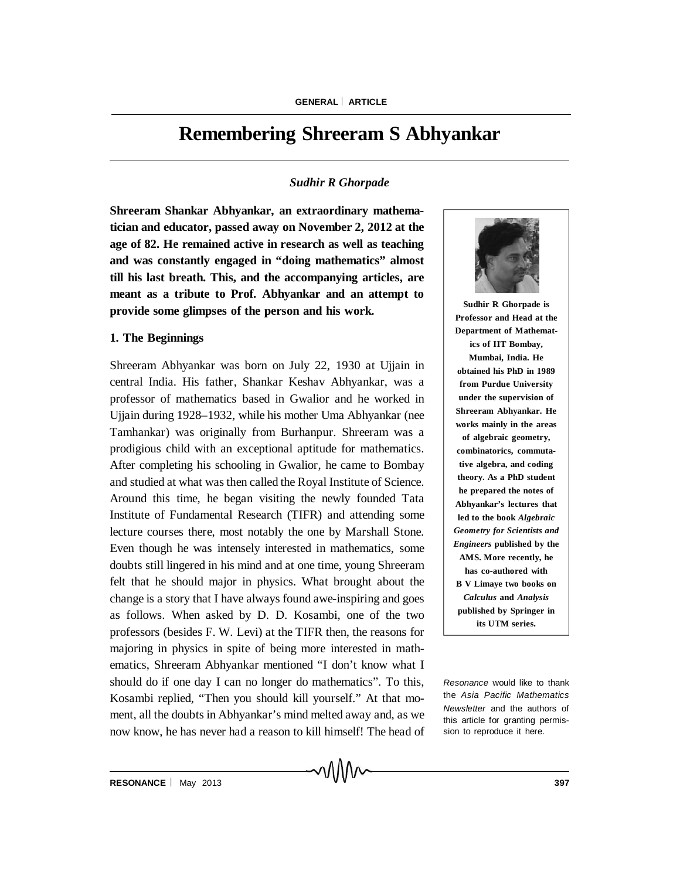# Remembering Shreeram S Abhyankar

*Sudhir R Ghorpade*

**Shreeram Shankar Abhyankar, an extraordinary mathematician and educator, passed away on November 2, 2012 at the age of 82. He remained active in research as well as teaching and was constantly engaged in "doing mathematics" almost till his last breath. This, and the accompanying articles, are meant as a tribute to Prof. Abhyankar and an attempt to provide some glimpses of the person and his work.**

**Sudhir R Ghorpade is Professor and Head at the Department of Mathematics of IIT Bombay, Mumbai, India. He obtained his PhD in 1989 from Purdue University under the supervision of Shreeram Abhyankar. He works mainly in the areas of algebraic geometry, combinatorics, commutative algebra, and coding theory. As a PhD student he prepared the notes of Abhyankar's lectures that led to the book *Algebraic Geometry for Scientists and Engineers* published by the AMS. More recently, he has co-authored with B V Limaye two books on *Calculus* and *Analysis* published by Springer in its UTM series.**

*Resonance* would like to thank the *Asia Pacific Mathematics Newsletter* and the authors of this article for granting permission to reproduce it here.

## 1. The Beginnings

Shreeram Abhyankar was born on July 22, 1930 at Ujjain in central India. His father, Shankar Keshav Abhyankar, was a professor of mathematics based in Gwalior and he worked in Ujjain during 1928–1932, while his mother Uma Abhyankar (nee Tamhankar) was originally from Burhanpur. Shreeram was a prodigious child with an exceptional aptitude for mathematics. After completing his schooling in Gwalior, he came to Bombay and studied at what was then called the Royal Institute of Science. Around this time, he began visiting the newly founded Tata Institute of Fundamental Research (TIFR) and attending some lecture courses there, most notably the one by Marshall Stone. Even though he was intensely interested in mathematics, some doubts still lingered in his mind and at one time, young Shreeram felt that he should major in physics. What brought about the change is a story that I have always found awe-inspiring and goes as follows. When asked by D. D. Kosambi, one of the two professors (besides F. W. Levi) at the TIFR then, the reasons for majoring in physics in spite of being more interested in mathematics, Shreeram Abhyankar mentioned "I don't know what I should do if one day I can no longer do mathematics". To this, Kosambi replied, "Then you should kill yourself." At that moment, all the doubts in Abhyankar's mind melted away and, as we now know, he has never had a reason to kill himself! The head of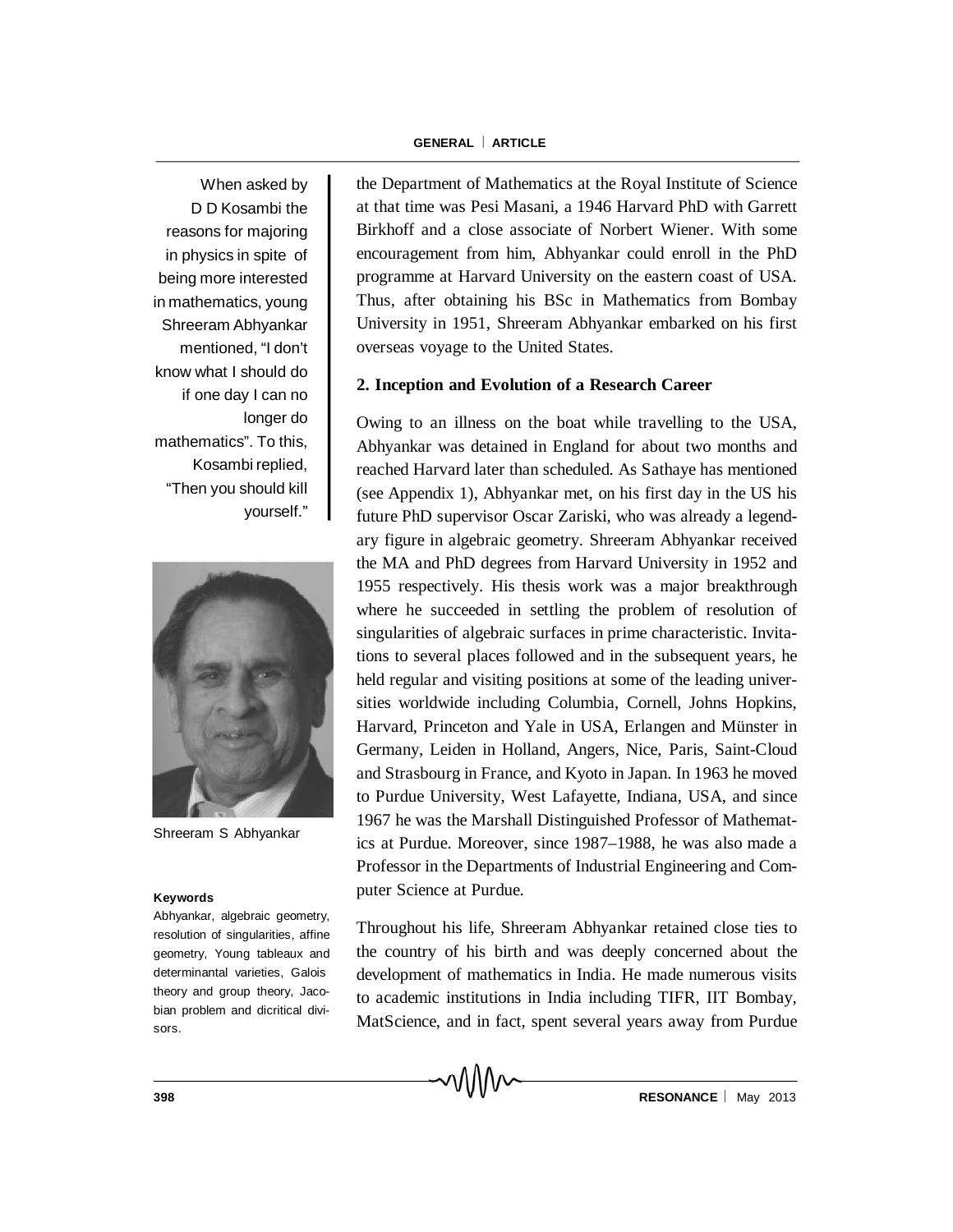the Department of Mathematics at the Royal Institute of Science at that time was Pesi Masani, a 1946 Harvard PhD with Garrett Birkhoff and a close associate of Norbert Wiener. With some encouragement from him, Abhyankar could enroll in the PhD programme at Harvard University on the eastern coast of USA. Thus, after obtaining his BSc in Mathematics from Bombay University in 1951, Shreeram Abhyankar embarked on his first overseas voyage to the United States.

When asked by D D Kosambi the reasons for majoring in physics in spite of being more interested in mathematics, young Shreeram Abhyankar mentioned, "I don't know what I should do if one day I can no longer do mathematics". To this, Kosambi replied, "Then you should kill yourself."

Shreeram S Abhyankar

**Keywords**

Abhyankar, algebraic geometry, resolution of singularities, affine geometry, Young tableaux and determinantal varieties, Galois theory and group theory, Jacobian problem and dicritical divisors.

## 2. Inception and Evolution of a Research Career

Owing to an illness on the boat while travelling to the USA, Abhyankar was detained in England for about two months and reached Harvard later than scheduled. As Sathaye has mentioned (see Appendix 1), Abhyankar met, on his first day in the US his future PhD supervisor Oscar Zariski, who was already a legendary figure in algebraic geometry. Shreeram Abhyankar received the MA and PhD degrees from Harvard University in 1952 and 1955 respectively. His thesis work was a major breakthrough where he succeeded in settling the problem of resolution of singularities of algebraic surfaces in prime characteristic. Invitations to several places followed and in the subsequent years, he held regular and visiting positions at some of the leading universities worldwide including Columbia, Cornell, Johns Hopkins, Harvard, Princeton and Yale in USA, Erlangen and Münster in Germany, Leiden in Holland, Angers, Nice, Paris, Saint-Cloud and Strasbourg in France, and Kyoto in Japan. In 1963 he moved to Purdue University, West Lafayette, Indiana, USA, and since 1967 he was the Marshall Distinguished Professor of Mathematics at Purdue. Moreover, since 1987–1988, he was also made a Professor in the Departments of Industrial Engineering and Computer Science at Purdue.

Throughout his life, Shreeram Abhyankar retained close ties to the country of his birth and was deeply concerned about the development of mathematics in India. He made numerous visits to academic institutions in India including TIFR, IIT Bombay, MatScience, and in fact, spent several years away from Purdue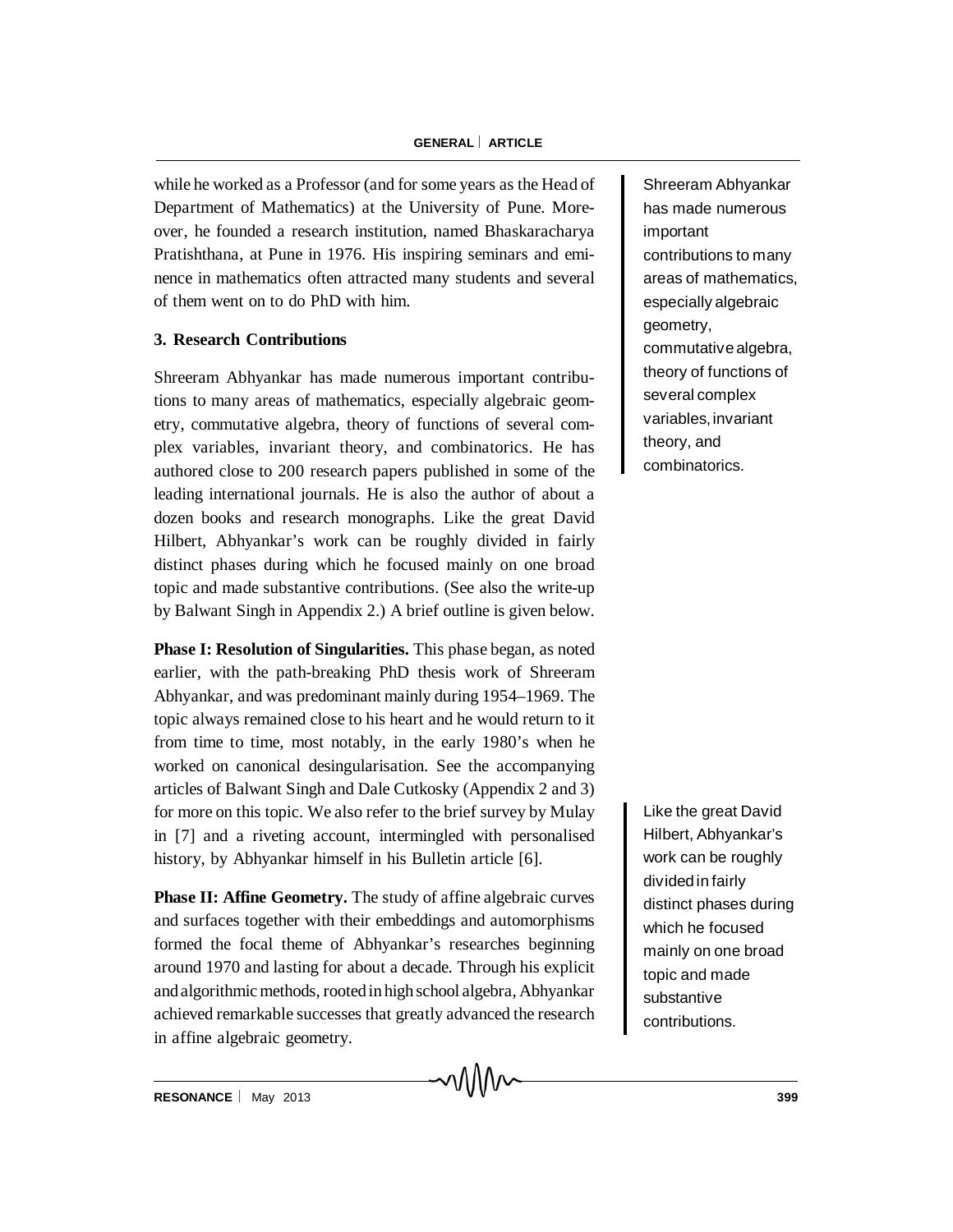while he worked as a Professor (and for some years as the Head of Department of Mathematics) at the University of Pune. Moreover, he founded a research institution, named Bhaskaracharya Pratishthana, at Pune in 1976. His inspiring seminars and eminence in mathematics often attracted many students and several of them went on to do PhD with him.

## 3. Research Contributions

Shreeram Abhyankar has made numerous important contributions to many areas of mathematics, especially algebraic geometry, commutative algebra, theory of functions of several complex variables, invariant theory, and combinatorics. He has authored close to 200 research papers published in some of the leading international journals. He is also the author of about a dozen books and research monographs. Like the great David Hilbert, Abhyankar's work can be roughly divided in fairly distinct phases during which he focused mainly on one broad topic and made substantive contributions. (See also the write-up by Balwant Singh in Appendix 2.) A brief outline is given below.

Shreeram Abhyankar has made numerous important contributions to many areas of mathematics, especially algebraic geometry, commutative algebra, theory of functions of several complex variables, invariant theory, and combinatorics.

**Phase I: Resolution of Singularities.** This phase began, as noted earlier, with the path-breaking PhD thesis work of Shreeram Abhyankar, and was predominant mainly during 1954–1969. The topic always remained close to his heart and he would return to it from time to time, most notably, in the early 1980's when he worked on canonical desingularisation. See the accompanying articles of Balwant Singh and Dale Cutkosky (Appendix 2 and 3) for more on this topic. We also refer to the brief survey by Mulay in [7] and a riveting account, intermingled with personalised history, by Abhyankar himself in his Bulletin article [6].

Like the great David Hilbert, Abhyankar's work can be roughly divided in fairly distinct phases during which he focused mainly on one broad topic and made substantive contributions.

**Phase II: Affine Geometry.** The study of affine algebraic curves and surfaces together with their embeddings and automorphisms formed the focal theme of Abhyankar's researches beginning around 1970 and lasting for about a decade. Through his explicit and algorithmic methods, rooted in high school algebra, Abhyankar achieved remarkable successes that greatly advanced the research in affine algebraic geometry.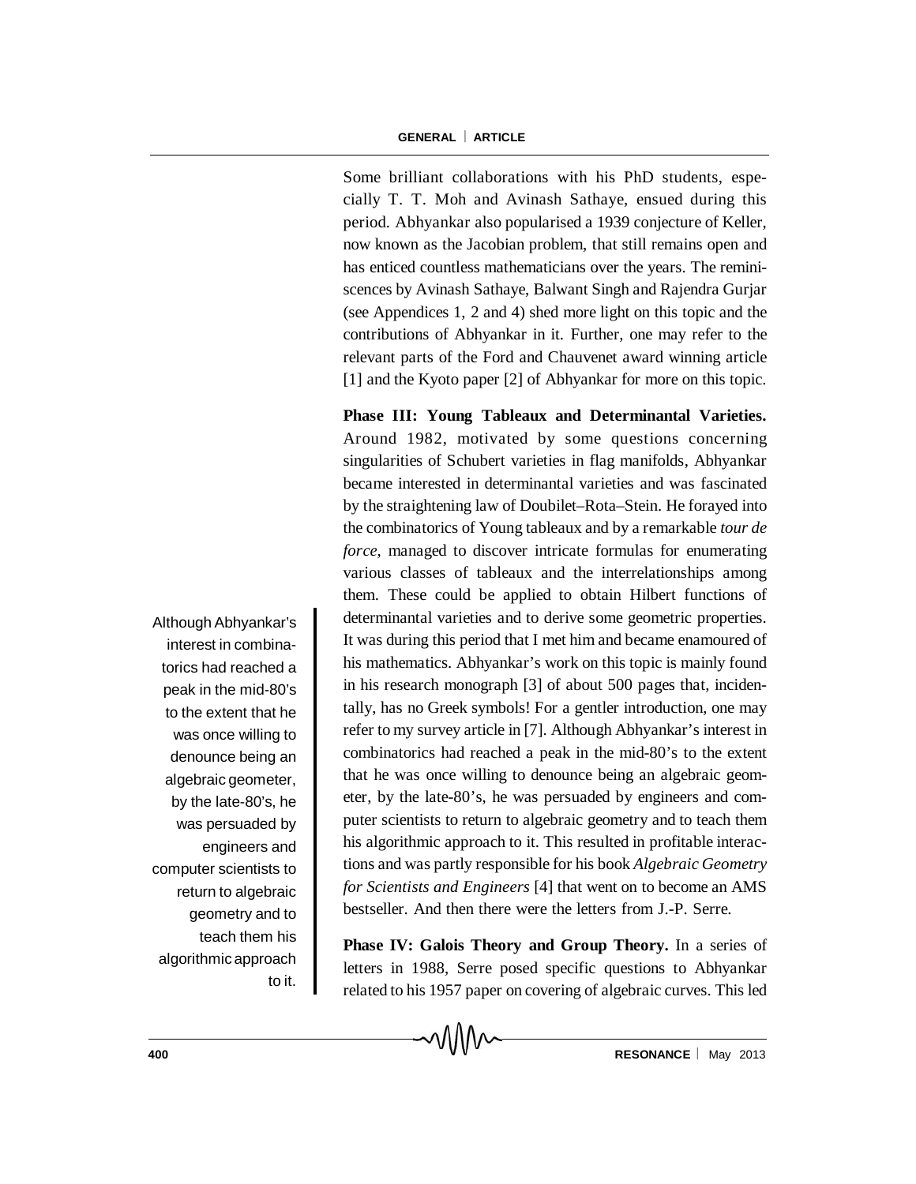Some brilliant collaborations with his PhD students, especially T. T. Moh and Avinash Sathaye, ensued during this period. Abhyankar also popularised a 1939 conjecture of Keller, now known as the Jacobian problem, that still remains open and has enticed countless mathematicians over the years. The reminiscences by Avinash Sathaye, Balwant Singh and Rajendra Gurjar (see Appendices 1, 2 and 4) shed more light on this topic and the contributions of Abhyankar in it. Further, one may refer to the relevant parts of the Ford and Chauvenet award winning article [1] and the Kyoto paper [2] of Abhyankar for more on this topic.

**Phase III: Young Tableaux and Determinantal Varieties.** Around 1982, motivated by some questions concerning singularities of Schubert varieties in flag manifolds, Abhyankar became interested in determinantal varieties and was fascinated by the straightening law of Doubilet–Rota–Stein. He forayed into the combinatorics of Young tableaux and by a remarkable *tour de force*, managed to discover intricate formulas for enumerating various classes of tableaux and the interrelationships among them. These could be applied to obtain Hilbert functions of determinantal varieties and to derive some geometric properties. It was during this period that I met him and became enamoured of his mathematics. Abhyankar's work on this topic is mainly found in his research monograph [3] of about 500 pages that, incidentally, has no Greek symbols! For a gentler introduction, one may refer to my survey article in [7]. Although Abhyankar's interest in combinatorics had reached a peak in the mid-80's to the extent that he was once willing to denounce being an algebraic geometer, by the late-80's, he was persuaded by engineers and computer scientists to return to algebraic geometry and to teach them his algorithmic approach to it. This resulted in profitable interactions and was partly responsible for his book *Algebraic Geometry for Scientists and Engineers* [4] that went on to become an AMS bestseller. And then there were the letters from J.-P. Serre.

Although Abhyankar's interest in combinatorics had reached a peak in the mid-80's to the extent that he was once willing to denounce being an algebraic geometer, by the late-80's, he was persuaded by engineers and computer scientists to return to algebraic geometry and to teach them his algorithmic approach to it.

**Phase IV: Galois Theory and Group Theory.** In a series of letters in 1988, Serre posed specific questions to Abhyankar related to his 1957 paper on covering of algebraic curves. This led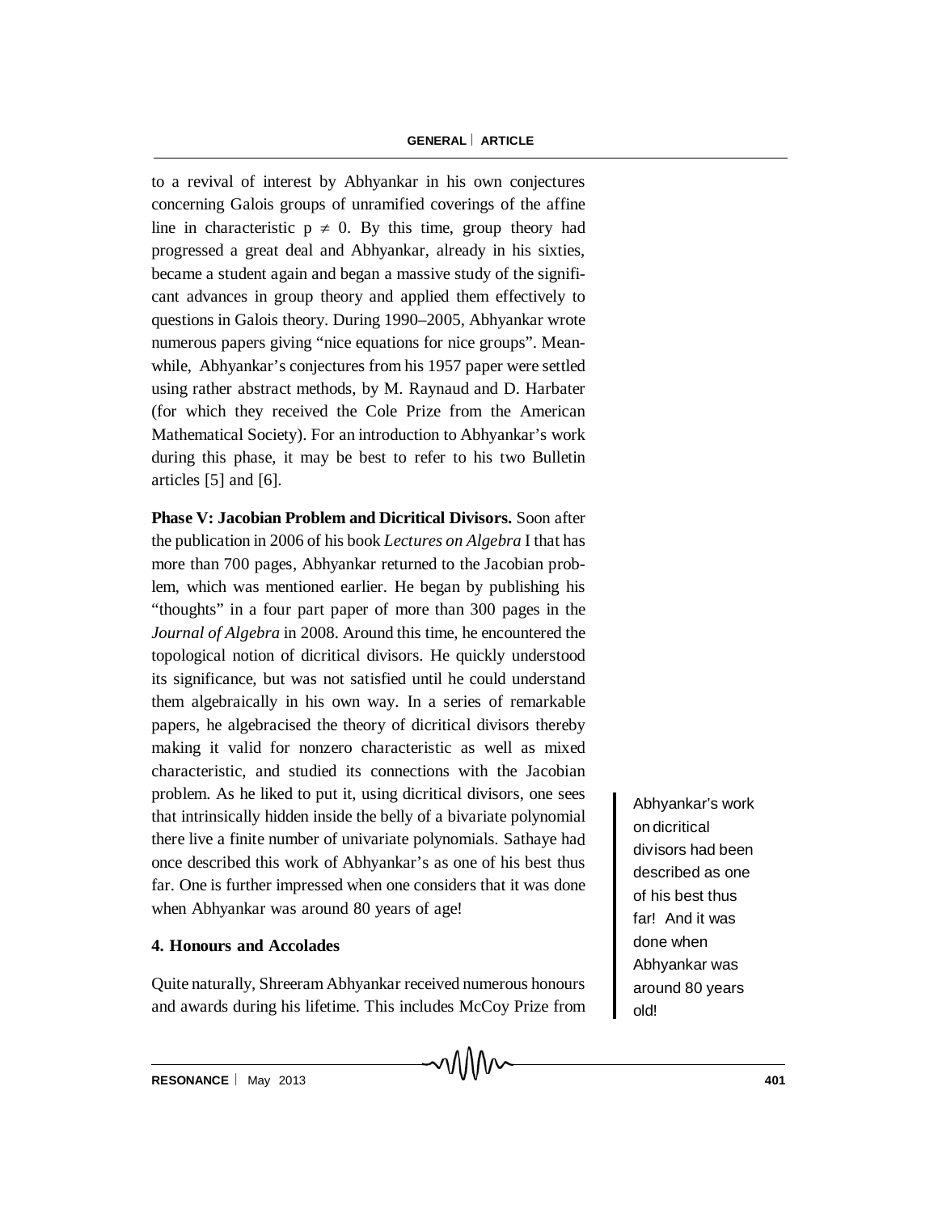to a revival of interest by Abhyankar in his own conjectures concerning Galois groups of unramified coverings of the affine line in characteristic $p \neq 0$. By this time, group theory had progressed a great deal and Abhyankar, already in his sixties, became a student again and began a massive study of the significant advances in group theory and applied them effectively to questions in Galois theory. During 1990–2005, Abhyankar wrote numerous papers giving "nice equations for nice groups". Meanwhile, Abhyankar's conjectures from his 1957 paper were settled using rather abstract methods, by M. Raynaud and D. Harbater (for which they received the Cole Prize from the American Mathematical Society). For an introduction to Abhyankar's work during this phase, it may be best to refer to his two Bulletin articles [5] and [6].

**Phase V: Jacobian Problem and Dicritical Divisors.** Soon after the publication in 2006 of his book *Lectures on Algebra* I that has more than 700 pages, Abhyankar returned to the Jacobian problem, which was mentioned earlier. He began by publishing his "thoughts" in a four part paper of more than 300 pages in the *Journal of Algebra* in 2008. Around this time, he encountered the topological notion of dicritical divisors. He quickly understood its significance, but was not satisfied until he could understand them algebraically in his own way. In a series of remarkable papers, he algebracised the theory of dicritical divisors thereby making it valid for nonzero characteristic as well as mixed characteristic, and studied its connections with the Jacobian problem. As he liked to put it, using dicritical divisors, one sees that intrinsically hidden inside the belly of a bivariate polynomial there live a finite number of univariate polynomials. Sathaye had once described this work of Abhyankar's as one of his best thus far. One is further impressed when one considers that it was done when Abhyankar was around 80 years of age!

Abhyankar's work on dicritical divisors had been described as one of his best thus far! And it was done when Abhyankar was around 80 years old!

## 4. Honours and Accolades

Quite naturally, Shreeram Abhyankar received numerous honours and awards during his lifetime. This includes McCoy Prize from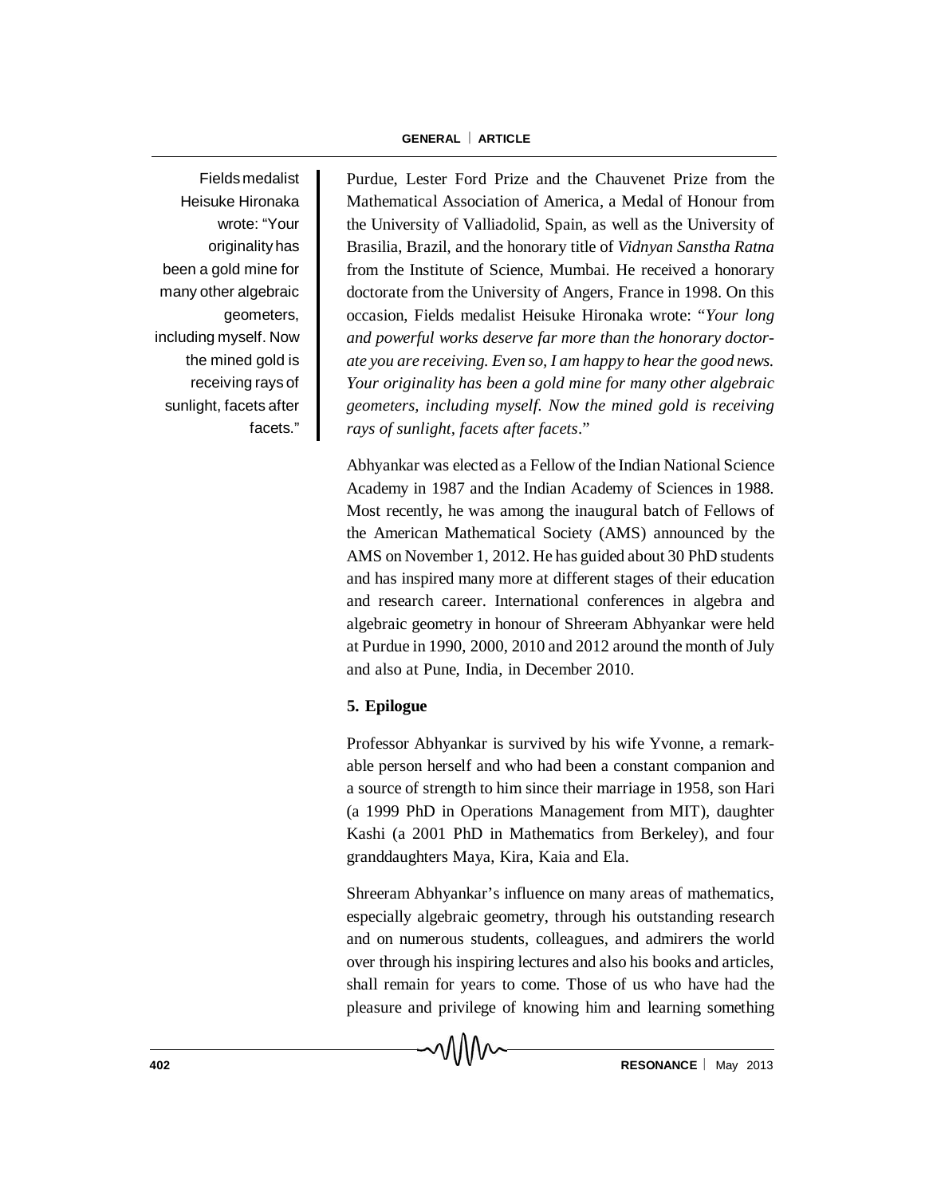Fields medalist Heisuke Hironaka wrote: "Your originality has been a gold mine for many other algebraic geometers, including myself. Now the mined gold is receiving rays of sunlight, facets after facets."

Purdue, Lester Ford Prize and the Chauvenet Prize from the Mathematical Association of America, a Medal of Honour from the University of Valliadolid, Spain, as well as the University of Brasilia, Brazil, and the honorary title of *Vidnyan Sanstha Ratna* from the Institute of Science, Mumbai. He received a honorary doctorate from the University of Angers, France in 1998. On this occasion, Fields medalist Heisuke Hironaka wrote: "*Your long and powerful works deserve far more than the honorary doctorate you are receiving. Even so, I am happy to hear the good news. Your originality has been a gold mine for many other algebraic geometers, including myself. Now the mined gold is receiving rays of sunlight, facets after facets*."

Abhyankar was elected as a Fellow of the Indian National Science Academy in 1987 and the Indian Academy of Sciences in 1988. Most recently, he was among the inaugural batch of Fellows of the American Mathematical Society (AMS) announced by the AMS on November 1, 2012. He has guided about 30 PhD students and has inspired many more at different stages of their education and research career. International conferences in algebra and algebraic geometry in honour of Shreeram Abhyankar were held at Purdue in 1990, 2000, 2010 and 2012 around the month of July and also at Pune, India, in December 2010.

## 5. Epilogue

Professor Abhyankar is survived by his wife Yvonne, a remarkable person herself and who had been a constant companion and a source of strength to him since their marriage in 1958, son Hari (a 1999 PhD in Operations Management from MIT), daughter Kashi (a 2001 PhD in Mathematics from Berkeley), and four granddaughters Maya, Kira, Kaia and Ela.

Shreeram Abhyankar's influence on many areas of mathematics, especially algebraic geometry, through his outstanding research and on numerous students, colleagues, and admirers the world over through his inspiring lectures and also his books and articles, shall remain for years to come. Those of us who have had the pleasure and privilege of knowing him and learning something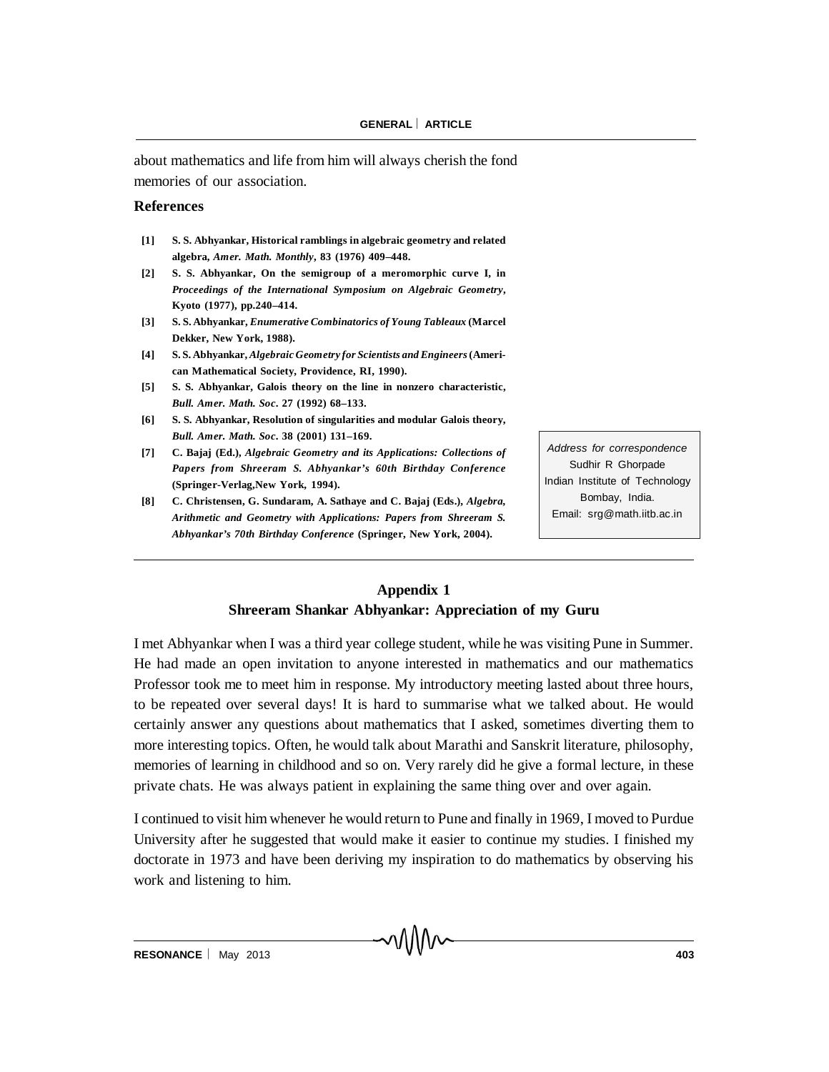about mathematics and life from him will always cherish the fond memories of our association.

## References

[1] S. S. Abhyankar, Historical ramblings in algebraic geometry and related algebra, *Amer. Math. Monthly*, 83 (1976) 409–448.

[2] S. S. Abhyankar, On the semigroup of a meromorphic curve I, in *Proceedings of the International Symposium on Algebraic Geometry*, Kyoto (1977), pp.240–414.

[3] S. S. Abhyankar, *Enumerative Combinatorics of Young Tableaux* (Marcel Dekker, New York, 1988).

[4] S. S. Abhyankar, *Algebraic Geometry for Scientists and Engineers* (American Mathematical Society, Providence, RI, 1990).

[5] S. S. Abhyankar, Galois theory on the line in nonzero characteristic, *Bull. Amer. Math. Soc*. 27 (1992) 68–133.

[6] S. S. Abhyankar, Resolution of singularities and modular Galois theory, *Bull. Amer. Math. Soc*. 38 (2001) 131–169.

[7] C. Bajaj (Ed.), *Algebraic Geometry and its Applications: Collections of Papers from Shreeram S. Abhyankar's 60th Birthday Conference* (Springer-Verlag,New York, 1994).

[8] C. Christensen, G. Sundaram, A. Sathaye and C. Bajaj (Eds.), *Algebra, Arithmetic and Geometry with Applications: Papers from Shreeram S. Abhyankar's 70th Birthday Conference* (Springer, New York, 2004).

*Address for correspondence*
Sudhir R Ghorpade
Indian Institute of Technology
Bombay, India.
Email: srg@math.iitb.ac.in

## Appendix 1
### Shreeram Shankar Abhyankar: Appreciation of my Guru

I met Abhyankar when I was a third year college student, while he was visiting Pune in Summer. He had made an open invitation to anyone interested in mathematics and our mathematics Professor took me to meet him in response. My introductory meeting lasted about three hours, to be repeated over several days! It is hard to summarise what we talked about. He would certainly answer any questions about mathematics that I asked, sometimes diverting them to more interesting topics. Often, he would talk about Marathi and Sanskrit literature, philosophy, memories of learning in childhood and so on. Very rarely did he give a formal lecture, in these private chats. He was always patient in explaining the same thing over and over again.

I continued to visit him whenever he would return to Pune and finally in 1969, I moved to Purdue University after he suggested that would make it easier to continue my studies. I finished my doctorate in 1973 and have been deriving my inspiration to do mathematics by observing his work and listening to him.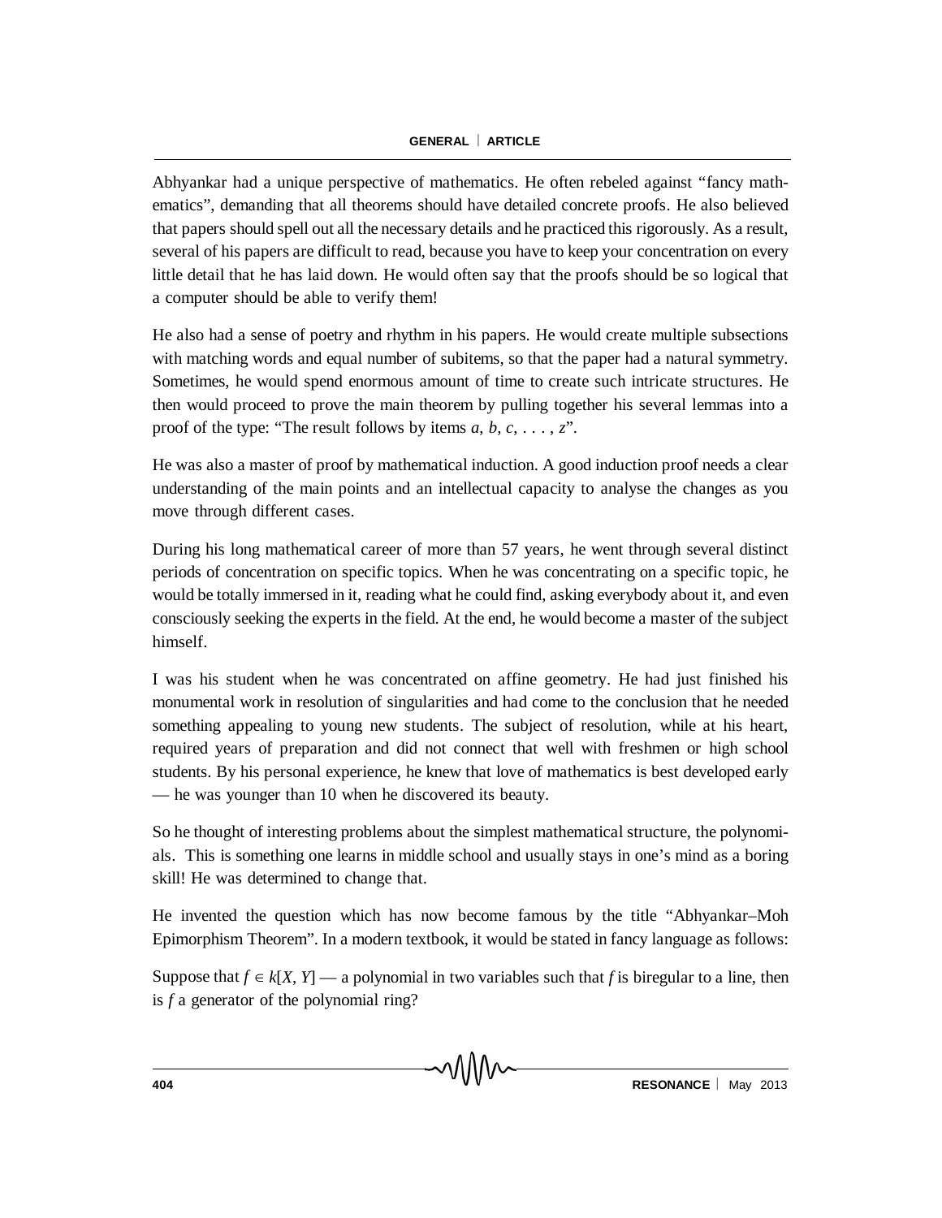Abhyankar had a unique perspective of mathematics. He often rebeled against "fancy mathematics", demanding that all theorems should have detailed concrete proofs. He also believed that papers should spell out all the necessary details and he practiced this rigorously. As a result, several of his papers are difficult to read, because you have to keep your concentration on every little detail that he has laid down. He would often say that the proofs should be so logical that a computer should be able to verify them!

He also had a sense of poetry and rhythm in his papers. He would create multiple subsections with matching words and equal number of subitems, so that the paper had a natural symmetry. Sometimes, he would spend enormous amount of time to create such intricate structures. He then would proceed to prove the main theorem by pulling together his several lemmas into a proof of the type: "The result follows by items $a$, $b$, $c$, . . . , $z$".

He was also a master of proof by mathematical induction. A good induction proof needs a clear understanding of the main points and an intellectual capacity to analyse the changes as you move through different cases.

During his long mathematical career of more than 57 years, he went through several distinct periods of concentration on specific topics. When he was concentrating on a specific topic, he would be totally immersed in it, reading what he could find, asking everybody about it, and even consciously seeking the experts in the field. At the end, he would become a master of the subject himself.

I was his student when he was concentrated on affine geometry. He had just finished his monumental work in resolution of singularities and had come to the conclusion that he needed something appealing to young new students. The subject of resolution, while at his heart, required years of preparation and did not connect that well with freshmen or high school students. By his personal experience, he knew that love of mathematics is best developed early — he was younger than 10 when he discovered its beauty.

So he thought of interesting problems about the simplest mathematical structure, the polynomials. This is something one learns in middle school and usually stays in one's mind as a boring skill! He was determined to change that.

He invented the question which has now become famous by the title "Abhyankar–Moh Epimorphism Theorem". In a modern textbook, it would be stated in fancy language as follows:

Suppose that $f \in k[X, Y]$ — a polynomial in two variables such that $f$ is biregular to a line, then is $f$ a generator of the polynomial ring?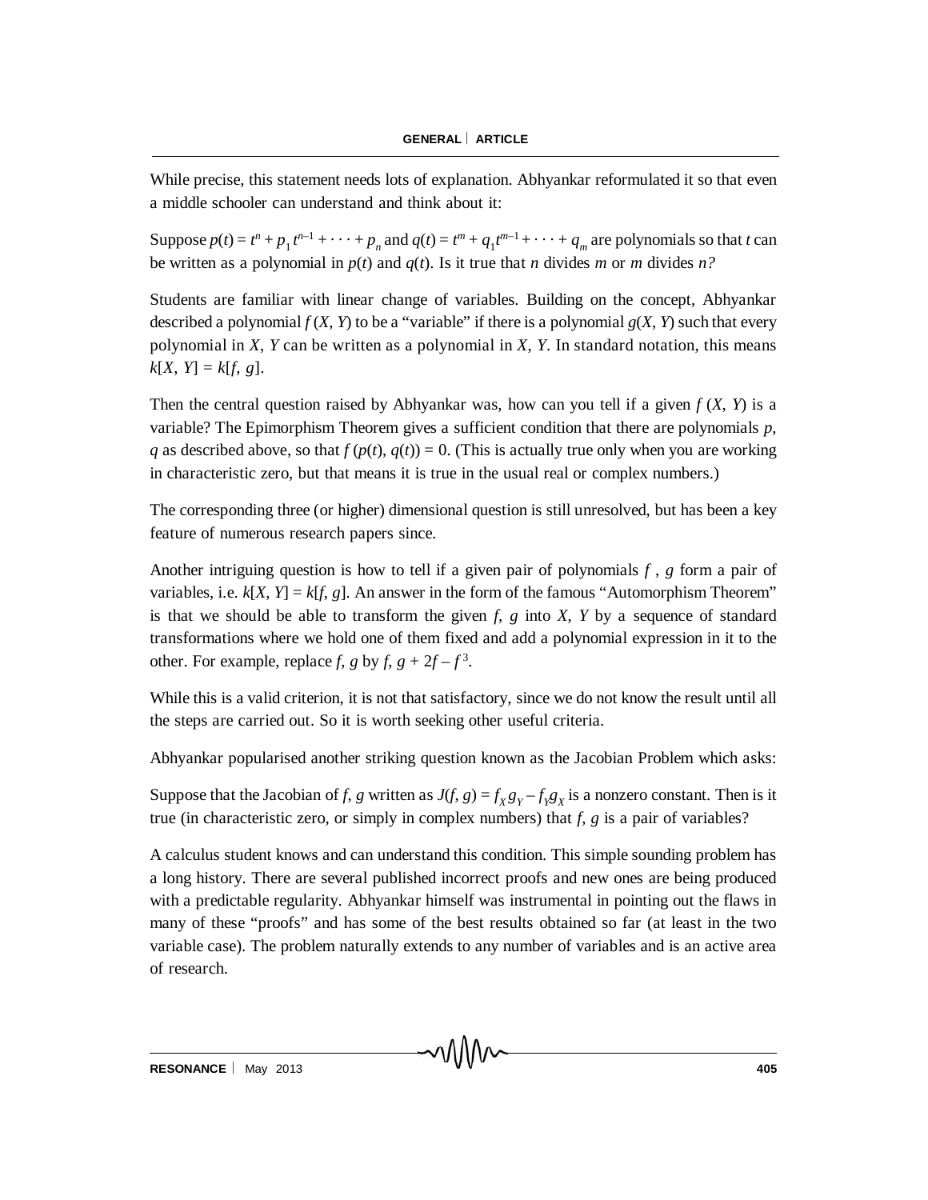While precise, this statement needs lots of explanation. Abhyankar reformulated it so that even a middle schooler can understand and think about it:

Suppose $p(t) = t^n + p_1 t^{n-1} + \cdots + p_n$ and $q(t) = t^m + q_1 t^{m-1} + \cdots + q_m$ are polynomials so that $t$ can be written as a polynomial in $p(t)$ and $q(t)$. Is it true that $n$ divides $m$ or $m$ divides $n$?

Students are familiar with linear change of variables. Building on the concept, Abhyankar described a polynomial $f(X, Y)$ to be a "variable" if there is a polynomial $g(X, Y)$ such that every polynomial in $X$, $Y$ can be written as a polynomial in $X$, $Y$. In standard notation, this means $k[X, Y] = k[f, g]$.

Then the central question raised by Abhyankar was, how can you tell if a given $f(X, Y)$ is a variable? The Epimorphism Theorem gives a sufficient condition that there are polynomials $p$, $q$ as described above, so that $f(p(t), q(t)) = 0$. (This is actually true only when you are working in characteristic zero, but that means it is true in the usual real or complex numbers.)

The corresponding three (or higher) dimensional question is still unresolved, but has been a key feature of numerous research papers since.

Another intriguing question is how to tell if a given pair of polynomials $f$, $g$ form a pair of variables, i.e. $k[X, Y] = k[f, g]$. An answer in the form of the famous "Automorphism Theorem" is that we should be able to transform the given $f$, $g$ into $X$, $Y$ by a sequence of standard transformations where we hold one of them fixed and add a polynomial expression in it to the other. For example, replace $f$, $g$ by $f$, $g + 2f - f^3$.

While this is a valid criterion, it is not that satisfactory, since we do not know the result until all the steps are carried out. So it is worth seeking other useful criteria.

Abhyankar popularised another striking question known as the Jacobian Problem which asks:

Suppose that the Jacobian of $f$, $g$ written as $J(f, g) = f_X g_Y - f_Y g_X$ is a nonzero constant. Then is it true (in characteristic zero, or simply in complex numbers) that $f$, $g$ is a pair of variables?

A calculus student knows and can understand this condition. This simple sounding problem has a long history. There are several published incorrect proofs and new ones are being produced with a predictable regularity. Abhyankar himself was instrumental in pointing out the flaws in many of these "proofs" and has some of the best results obtained so far (at least in the two variable case). The problem naturally extends to any number of variables and is an active area of research.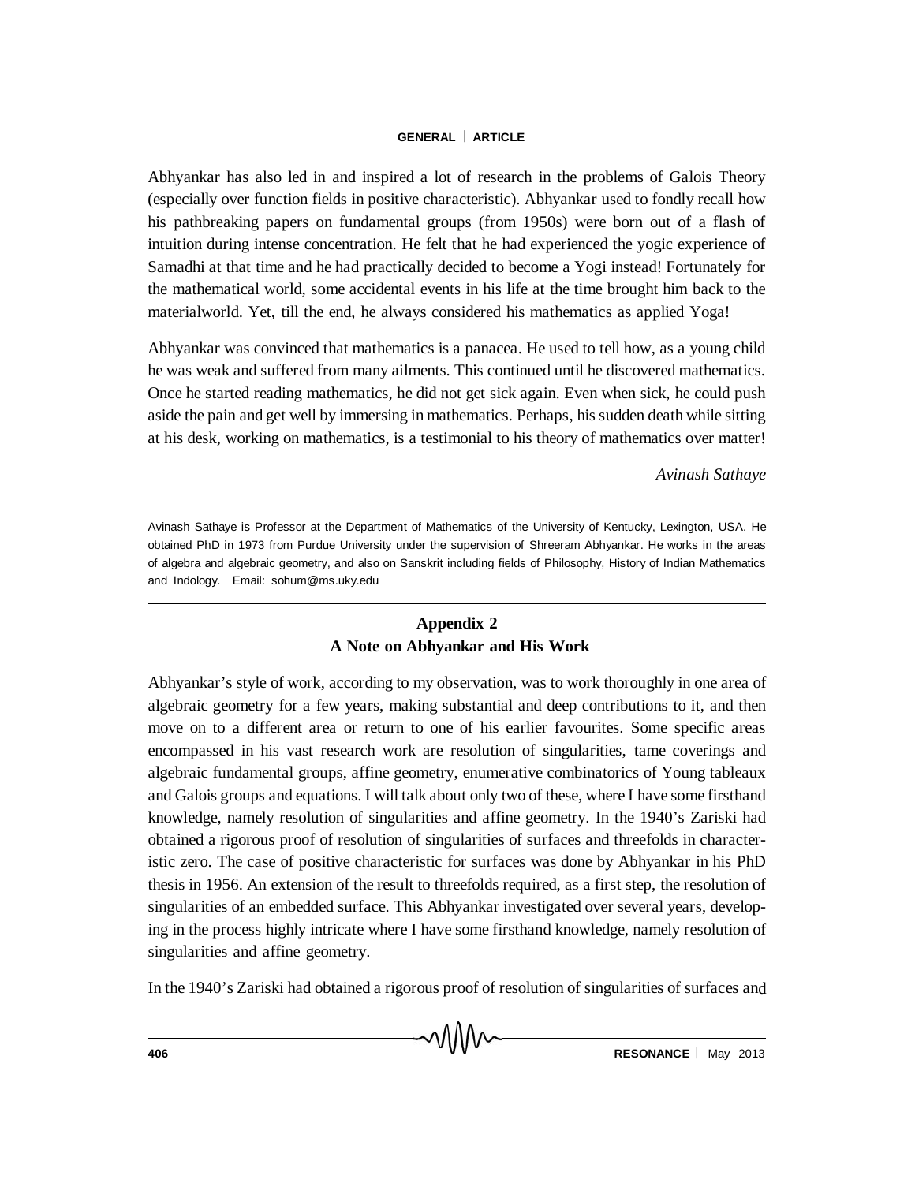Abhyankar has also led in and inspired a lot of research in the problems of Galois Theory (especially over function fields in positive characteristic). Abhyankar used to fondly recall how his pathbreaking papers on fundamental groups (from 1950s) were born out of a flash of intuition during intense concentration. He felt that he had experienced the yogic experience of Samadhi at that time and he had practically decided to become a Yogi instead! Fortunately for the mathematical world, some accidental events in his life at the time brought him back to the materialworld. Yet, till the end, he always considered his mathematics as applied Yoga!

Abhyankar was convinced that mathematics is a panacea. He used to tell how, as a young child he was weak and suffered from many ailments. This continued until he discovered mathematics. Once he started reading mathematics, he did not get sick again. Even when sick, he could push aside the pain and get well by immersing in mathematics. Perhaps, his sudden death while sitting at his desk, working on mathematics, is a testimonial to his theory of mathematics over matter!

*Avinash Sathaye*

---

Avinash Sathaye is Professor at the Department of Mathematics of the University of Kentucky, Lexington, USA. He obtained PhD in 1973 from Purdue University under the supervision of Shreeram Abhyankar. He works in the areas of algebra and algebraic geometry, and also on Sanskrit including fields of Philosophy, History of Indian Mathematics and Indology. Email: sohum@ms.uky.edu

---

## Appendix 2
## A Note on Abhyankar and His Work

Abhyankar's style of work, according to my observation, was to work thoroughly in one area of algebraic geometry for a few years, making substantial and deep contributions to it, and then move on to a different area or return to one of his earlier favourites. Some specific areas encompassed in his vast research work are resolution of singularities, tame coverings and algebraic fundamental groups, affine geometry, enumerative combinatorics of Young tableaux and Galois groups and equations. I will talk about only two of these, where I have some firsthand knowledge, namely resolution of singularities and affine geometry. In the 1940's Zariski had obtained a rigorous proof of resolution of singularities of surfaces and threefolds in characteristic zero. The case of positive characteristic for surfaces was done by Abhyankar in his PhD thesis in 1956. An extension of the result to threefolds required, as a first step, the resolution of singularities of an embedded surface. This Abhyankar investigated over several years, developing in the process highly intricate where I have some firsthand knowledge, namely resolution of singularities and affine geometry.

In the 1940's Zariski had obtained a rigorous proof of resolution of singularities of surfaces and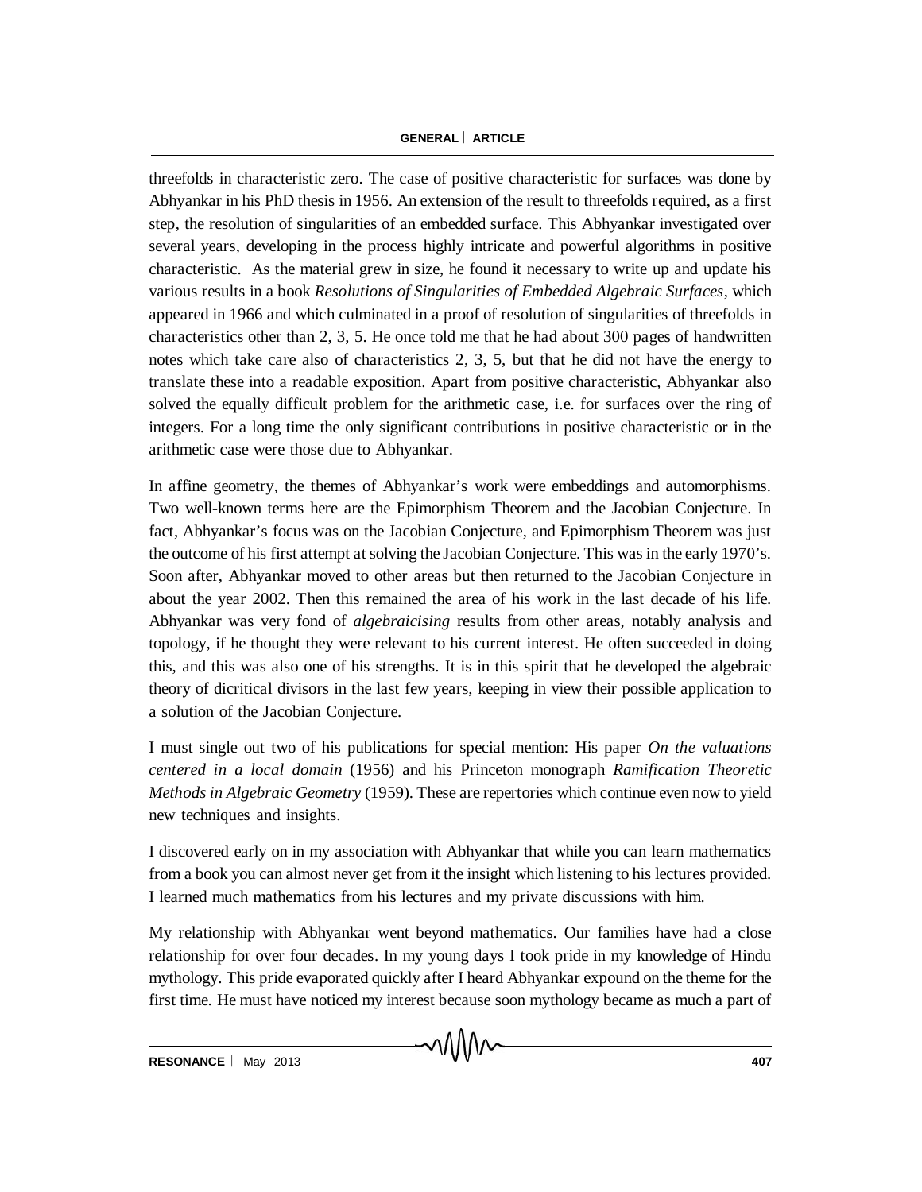threefolds in characteristic zero. The case of positive characteristic for surfaces was done by Abhyankar in his PhD thesis in 1956. An extension of the result to threefolds required, as a first step, the resolution of singularities of an embedded surface. This Abhyankar investigated over several years, developing in the process highly intricate and powerful algorithms in positive characteristic. As the material grew in size, he found it necessary to write up and update his various results in a book *Resolutions of Singularities of Embedded Algebraic Surfaces*, which appeared in 1966 and which culminated in a proof of resolution of singularities of threefolds in characteristics other than 2, 3, 5. He once told me that he had about 300 pages of handwritten notes which take care also of characteristics 2, 3, 5, but that he did not have the energy to translate these into a readable exposition. Apart from positive characteristic, Abhyankar also solved the equally difficult problem for the arithmetic case, i.e. for surfaces over the ring of integers. For a long time the only significant contributions in positive characteristic or in the arithmetic case were those due to Abhyankar.

In affine geometry, the themes of Abhyankar's work were embeddings and automorphisms. Two well-known terms here are the Epimorphism Theorem and the Jacobian Conjecture. In fact, Abhyankar's focus was on the Jacobian Conjecture, and Epimorphism Theorem was just the outcome of his first attempt at solving the Jacobian Conjecture. This was in the early 1970's. Soon after, Abhyankar moved to other areas but then returned to the Jacobian Conjecture in about the year 2002. Then this remained the area of his work in the last decade of his life. Abhyankar was very fond of *algebraicising* results from other areas, notably analysis and topology, if he thought they were relevant to his current interest. He often succeeded in doing this, and this was also one of his strengths. It is in this spirit that he developed the algebraic theory of dicritical divisors in the last few years, keeping in view their possible application to a solution of the Jacobian Conjecture.

I must single out two of his publications for special mention: His paper *On the valuations centered in a local domain* (1956) and his Princeton monograph *Ramification Theoretic Methods in Algebraic Geometry* (1959). These are repertories which continue even now to yield new techniques and insights.

I discovered early on in my association with Abhyankar that while you can learn mathematics from a book you can almost never get from it the insight which listening to his lectures provided. I learned much mathematics from his lectures and my private discussions with him.

My relationship with Abhyankar went beyond mathematics. Our families have had a close relationship for over four decades. In my young days I took pride in my knowledge of Hindu mythology. This pride evaporated quickly after I heard Abhyankar expound on the theme for the first time. He must have noticed my interest because soon mythology became as much a part of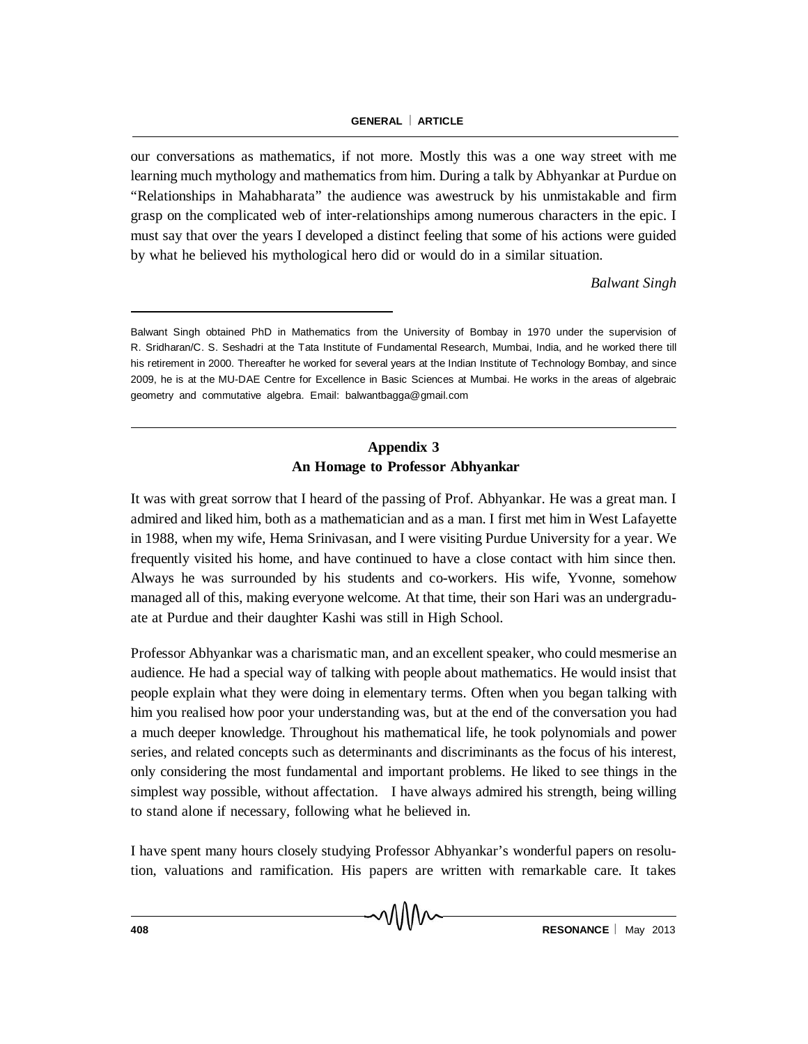our conversations as mathematics, if not more. Mostly this was a one way street with me learning much mythology and mathematics from him. During a talk by Abhyankar at Purdue on "Relationships in Mahabharata" the audience was awestruck by his unmistakable and firm grasp on the complicated web of inter-relationships among numerous characters in the epic. I must say that over the years I developed a distinct feeling that some of his actions were guided by what he believed his mythological hero did or would do in a similar situation.

*Balwant Singh*

---

Balwant Singh obtained PhD in Mathematics from the University of Bombay in 1970 under the supervision of R. Sridharan/C. S. Seshadri at the Tata Institute of Fundamental Research, Mumbai, India, and he worked there till his retirement in 2000. Thereafter he worked for several years at the Indian Institute of Technology Bombay, and since 2009, he is at the MU-DAE Centre for Excellence in Basic Sciences at Mumbai. He works in the areas of algebraic geometry and commutative algebra. Email: balwantbagga@gmail.com

---

## Appendix 3
## An Homage to Professor Abhyankar

It was with great sorrow that I heard of the passing of Prof. Abhyankar. He was a great man. I admired and liked him, both as a mathematician and as a man. I first met him in West Lafayette in 1988, when my wife, Hema Srinivasan, and I were visiting Purdue University for a year. We frequently visited his home, and have continued to have a close contact with him since then. Always he was surrounded by his students and co-workers. His wife, Yvonne, somehow managed all of this, making everyone welcome. At that time, their son Hari was an undergraduate at Purdue and their daughter Kashi was still in High School.

Professor Abhyankar was a charismatic man, and an excellent speaker, who could mesmerise an audience. He had a special way of talking with people about mathematics. He would insist that people explain what they were doing in elementary terms. Often when you began talking with him you realised how poor your understanding was, but at the end of the conversation you had a much deeper knowledge. Throughout his mathematical life, he took polynomials and power series, and related concepts such as determinants and discriminants as the focus of his interest, only considering the most fundamental and important problems. He liked to see things in the simplest way possible, without affectation. I have always admired his strength, being willing to stand alone if necessary, following what he believed in.

I have spent many hours closely studying Professor Abhyankar's wonderful papers on resolution, valuations and ramification. His papers are written with remarkable care. It takes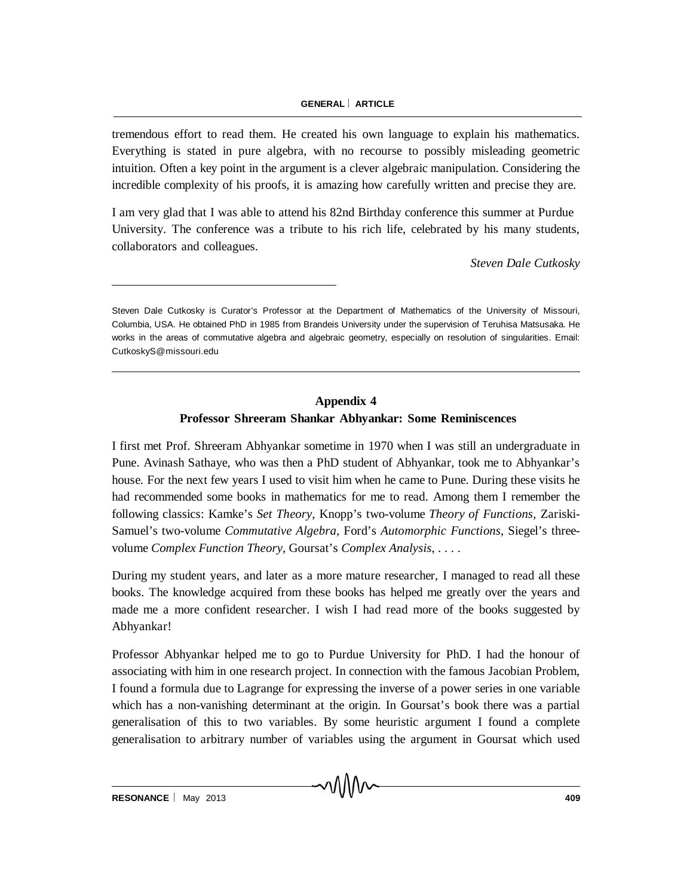tremendous effort to read them. He created his own language to explain his mathematics. Everything is stated in pure algebra, with no recourse to possibly misleading geometric intuition. Often a key point in the argument is a clever algebraic manipulation. Considering the incredible complexity of his proofs, it is amazing how carefully written and precise they are.

I am very glad that I was able to attend his 82nd Birthday conference this summer at Purdue University. The conference was a tribute to his rich life, celebrated by his many students, collaborators and colleagues.

*Steven Dale Cutkosky*

---

Steven Dale Cutkosky is Curator's Professor at the Department of Mathematics of the University of Missouri, Columbia, USA. He obtained PhD in 1985 from Brandeis University under the supervision of Teruhisa Matsusaka. He works in the areas of commutative algebra and algebraic geometry, especially on resolution of singularities. Email: CutkoskyS@missouri.edu

---

## Appendix 4
## Professor Shreeram Shankar Abhyankar: Some Reminiscences

I first met Prof. Shreeram Abhyankar sometime in 1970 when I was still an undergraduate in Pune. Avinash Sathaye, who was then a PhD student of Abhyankar, took me to Abhyankar's house. For the next few years I used to visit him when he came to Pune. During these visits he had recommended some books in mathematics for me to read. Among them I remember the following classics: Kamke's *Set Theory*, Knopp's two-volume *Theory of Functions*, Zariski-Samuel's two-volume *Commutative Algebra*, Ford's *Automorphic Functions*, Siegel's three-volume *Complex Function Theory*, Goursat's *Complex Analysis*, . . . .

During my student years, and later as a more mature researcher, I managed to read all these books. The knowledge acquired from these books has helped me greatly over the years and made me a more confident researcher. I wish I had read more of the books suggested by Abhyankar!

Professor Abhyankar helped me to go to Purdue University for PhD. I had the honour of associating with him in one research project. In connection with the famous Jacobian Problem, I found a formula due to Lagrange for expressing the inverse of a power series in one variable which has a non-vanishing determinant at the origin. In Goursat's book there was a partial generalisation of this to two variables. By some heuristic argument I found a complete generalisation to arbitrary number of variables using the argument in Goursat which used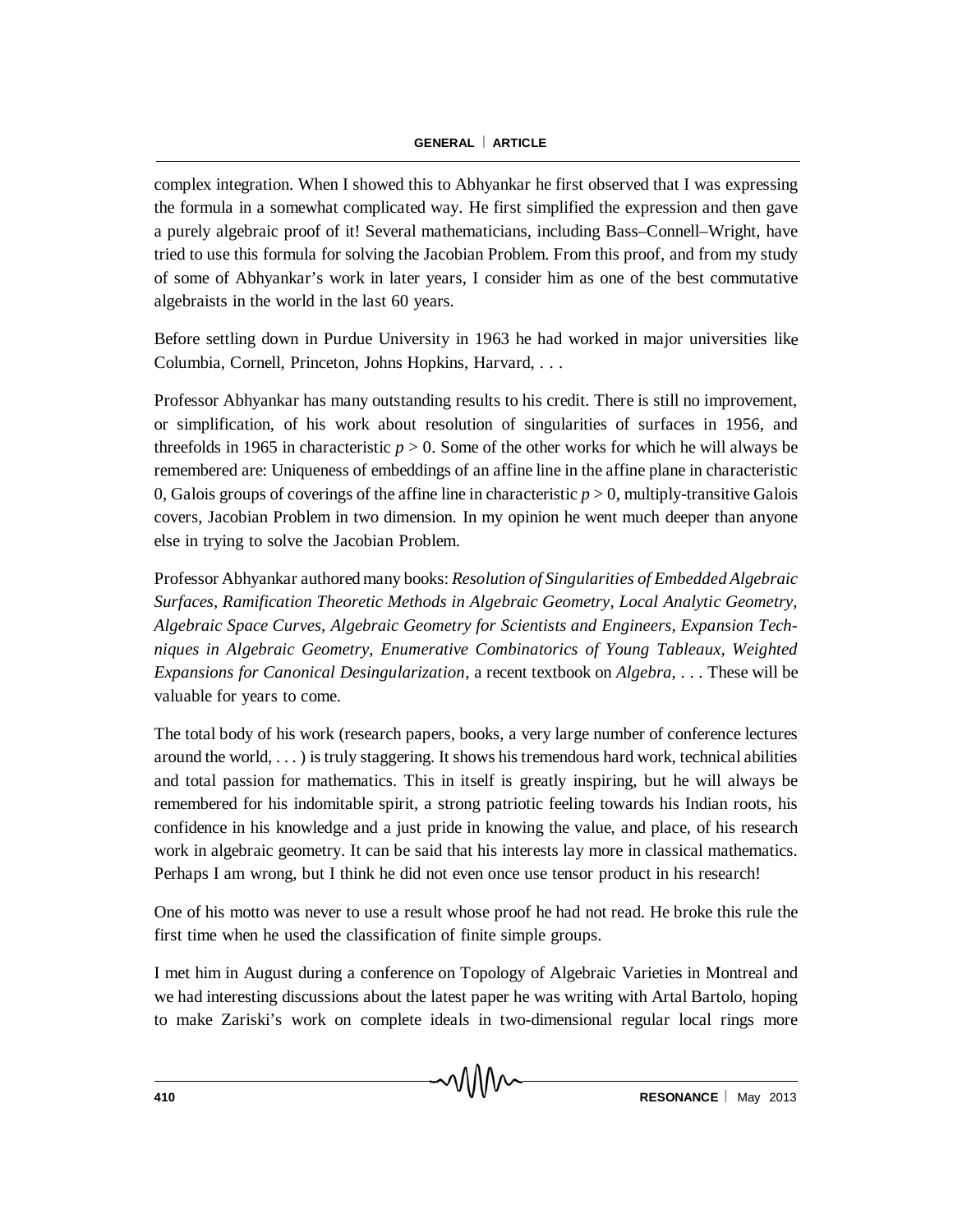complex integration. When I showed this to Abhyankar he first observed that I was expressing the formula in a somewhat complicated way. He first simplified the expression and then gave a purely algebraic proof of it! Several mathematicians, including Bass–Connell–Wright, have tried to use this formula for solving the Jacobian Problem. From this proof, and from my study of some of Abhyankar's work in later years, I consider him as one of the best commutative algebraists in the world in the last 60 years.

Before settling down in Purdue University in 1963 he had worked in major universities like Columbia, Cornell, Princeton, Johns Hopkins, Harvard, . . .

Professor Abhyankar has many outstanding results to his credit. There is still no improvement, or simplification, of his work about resolution of singularities of surfaces in 1956, and threefolds in 1965 in characteristic $p > 0$. Some of the other works for which he will always be remembered are: Uniqueness of embeddings of an affine line in the affine plane in characteristic 0, Galois groups of coverings of the affine line in characteristic $p > 0$, multiply-transitive Galois covers, Jacobian Problem in two dimension. In my opinion he went much deeper than anyone else in trying to solve the Jacobian Problem.

Professor Abhyankar authored many books: *Resolution of Singularities of Embedded Algebraic Surfaces, Ramification Theoretic Methods in Algebraic Geometry, Local Analytic Geometry, Algebraic Space Curves, Algebraic Geometry for Scientists and Engineers, Expansion Techniques in Algebraic Geometry, Enumerative Combinatorics of Young Tableaux, Weighted Expansions for Canonical Desingularization*, a recent textbook on *Algebra*, . . . These will be valuable for years to come.

The total body of his work (research papers, books, a very large number of conference lectures around the world, . . . ) is truly staggering. It shows his tremendous hard work, technical abilities and total passion for mathematics. This in itself is greatly inspiring, but he will always be remembered for his indomitable spirit, a strong patriotic feeling towards his Indian roots, his confidence in his knowledge and a just pride in knowing the value, and place, of his research work in algebraic geometry. It can be said that his interests lay more in classical mathematics. Perhaps I am wrong, but I think he did not even once use tensor product in his research!

One of his motto was never to use a result whose proof he had not read. He broke this rule the first time when he used the classification of finite simple groups.

I met him in August during a conference on Topology of Algebraic Varieties in Montreal and we had interesting discussions about the latest paper he was writing with Artal Bartolo, hoping to make Zariski's work on complete ideals in two-dimensional regular local rings more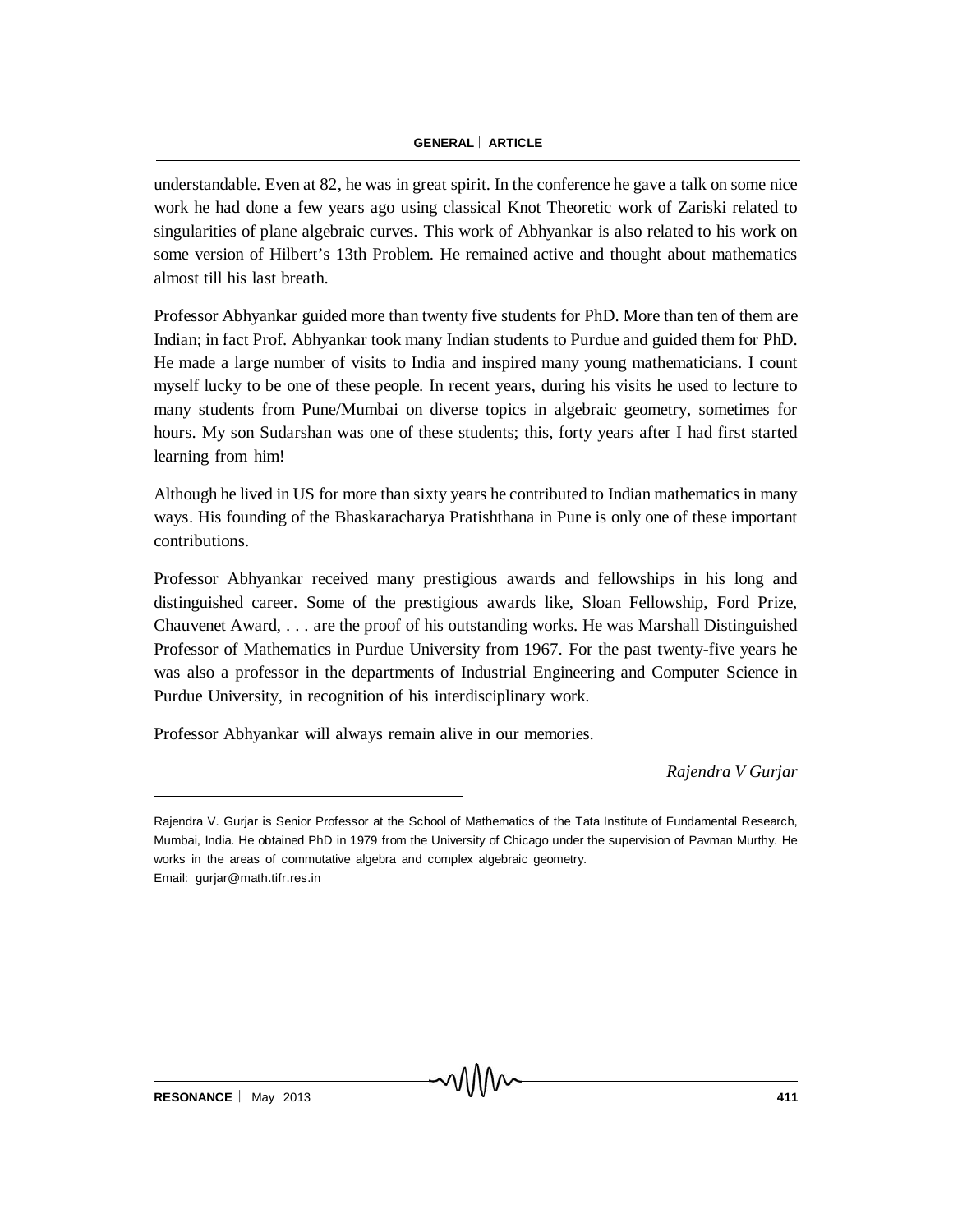understandable. Even at 82, he was in great spirit. In the conference he gave a talk on some nice work he had done a few years ago using classical Knot Theoretic work of Zariski related to singularities of plane algebraic curves. This work of Abhyankar is also related to his work on some version of Hilbert's 13th Problem. He remained active and thought about mathematics almost till his last breath.

Professor Abhyankar guided more than twenty five students for PhD. More than ten of them are Indian; in fact Prof. Abhyankar took many Indian students to Purdue and guided them for PhD. He made a large number of visits to India and inspired many young mathematicians. I count myself lucky to be one of these people. In recent years, during his visits he used to lecture to many students from Pune/Mumbai on diverse topics in algebraic geometry, sometimes for hours. My son Sudarshan was one of these students; this, forty years after I had first started learning from him!

Although he lived in US for more than sixty years he contributed to Indian mathematics in many ways. His founding of the Bhaskaracharya Pratishthana in Pune is only one of these important contributions.

Professor Abhyankar received many prestigious awards and fellowships in his long and distinguished career. Some of the prestigious awards like, Sloan Fellowship, Ford Prize, Chauvenet Award, . . . are the proof of his outstanding works. He was Marshall Distinguished Professor of Mathematics in Purdue University from 1967. For the past twenty-five years he was also a professor in the departments of Industrial Engineering and Computer Science in Purdue University, in recognition of his interdisciplinary work.

Professor Abhyankar will always remain alive in our memories.

*Rajendra V Gurjar*

---

Rajendra V. Gurjar is Senior Professor at the School of Mathematics of the Tata Institute of Fundamental Research, Mumbai, India. He obtained PhD in 1979 from the University of Chicago under the supervision of Pavman Murthy. He works in the areas of commutative algebra and complex algebraic geometry.
Email: gurjar@math.tifr.res.in